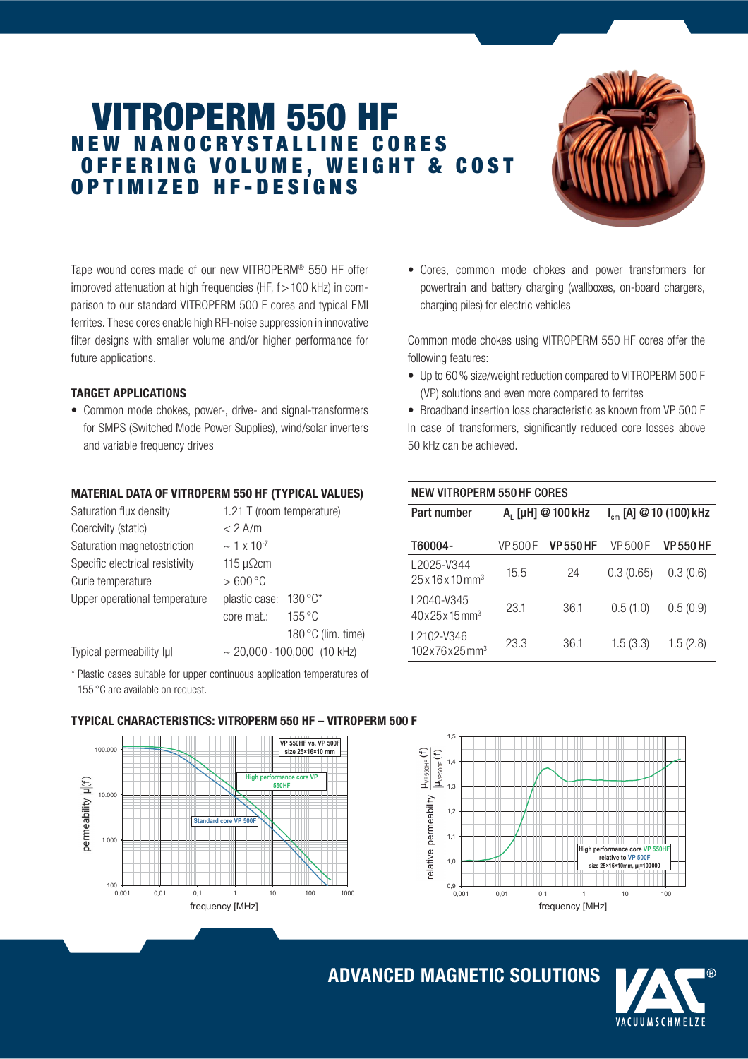# VITROPERM 550 HF

## NEW NANOCRYSTALLINE CORES OFFERING VOLUME, WEIGHT & COST OPTIMIZED HF-DESIGNS

Tape wound cores made of our new VITROPERM® 550 HF offer improved attenuation at high frequencies (HF, f > 100 kHz) in comparison to our standard VITROPERM 500 F cores and typical EMI ferrites. These cores enable high RFI-noise suppression in innovative filter designs with smaller volume and/or higher performance for future applications.

### TARGET APPLICATIONS

- Common mode chokes, power-, drive- and signal-transformers for SMPS (Switched Mode Power Supplies), wind/solar inverters and variable frequency drives
- Cores, common mode chokes and power transformers for powertrain and battery charging (wallboxes, on-board chargers, charging piles) for electric vehicles

Common mode chokes using VITROPERM 550 HF cores offer the following features:

- Up to 60 % size/weight reduction compared to VITROPERM 500 F (VP) solutions and even more compared to ferrites
- Broadband insertion loss characteristic as known from VP 500 F

In case of transformers, significantly reduced core losses above 50 kHz can be achieved.

### MATERIAL DATA OF VITROPERM 550 HF (TYPICAL VALUES)

| | |
|---|---|
| Saturation flux density | 1.21 T (room temperature) |
| Coercivity (static) | < 2 A/m |
| Saturation magnetostriction | ~ 1 x $10^{-7}$ |
| Specific electrical resistivity | 115 µΩcm |
| Curie temperature | > 600 °C |
| Upper operational temperature | plastic case: 130 °C* |
| | core mat.: 155 °C |
| | 180 °C (lim. time) |
| Typical permeability \|µ\| | ~ 20,000 - 100,000 (10 kHz) |

\* Plastic cases suitable for upper continuous application temperatures of 155 °C are available on request.

### NEW VITROPERM 550 HF CORES

| Part number | $A_L$ [µH] @ 100 kHz | | $I_{cm}$ [A] @ 10 (100) kHz | |
|---|---|---|---|---|
| T60004- | VP 500 F | VP 550 HF | VP 500 F | VP 550 HF |
| L2025-V344 25 x 16 x 10 mm³ | 15.5 | 24 | 0.3 (0.65) | 0.3 (0.6) |
| L2040-V345 40 x 25 x 15 mm³ | 23.1 | 36.1 | 0.5 (1.0) | 0.5 (0.9) |
| L2102-V346 102 x 76 x 25 mm³ | 23.3 | 36.1 | 1.5 (3.3) | 1.5 (2.8) |

### TYPICAL CHARACTERISTICS: VITROPERM 550 HF – VITROPERM 500 F

ADVANCED MAGNETIC SOLUTIONS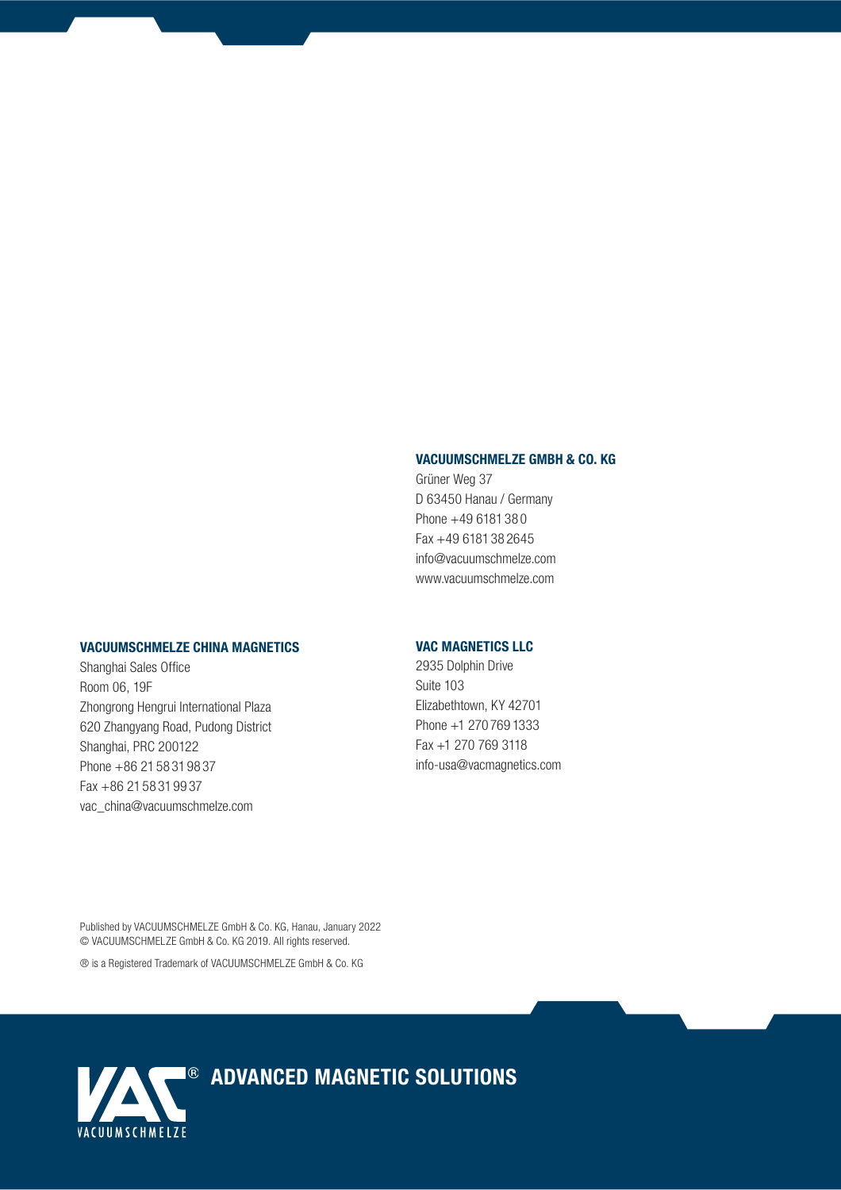**VACUUMSCHMELZE GMBH & CO. KG**
Grüner Weg 37
D 63450 Hanau / Germany
Phone +49 6181 38 0
Fax +49 6181 38 2645
info@vacuumschmelze.com
www.vacuumschmelze.com

**VACUUMSCHMELZE CHINA MAGNETICS**
Shanghai Sales Office
Room 06, 19F
Zhongrong Hengrui International Plaza
620 Zhangyang Road, Pudong District
Shanghai, PRC 200122
Phone +86 21 58 31 98 37
Fax +86 21 58 31 99 37
vac_china@vacuumschmelze.com

**VAC MAGNETICS LLC**
2935 Dolphin Drive
Suite 103
Elizabethtown, KY 42701
Phone +1 270 769 1333
Fax +1 270 769 3118
info-usa@vacmagnetics.com

Published by VACUUMSCHMELZE GmbH & Co. KG, Hanau, January 2022
© VACUUMSCHMELZE GmbH & Co. KG 2019. All rights reserved.

® is a Registered Trademark of VACUUMSCHMELZE GmbH & Co. KG

VAC® VACUUMSCHMELZE **ADVANCED MAGNETIC SOLUTIONS**